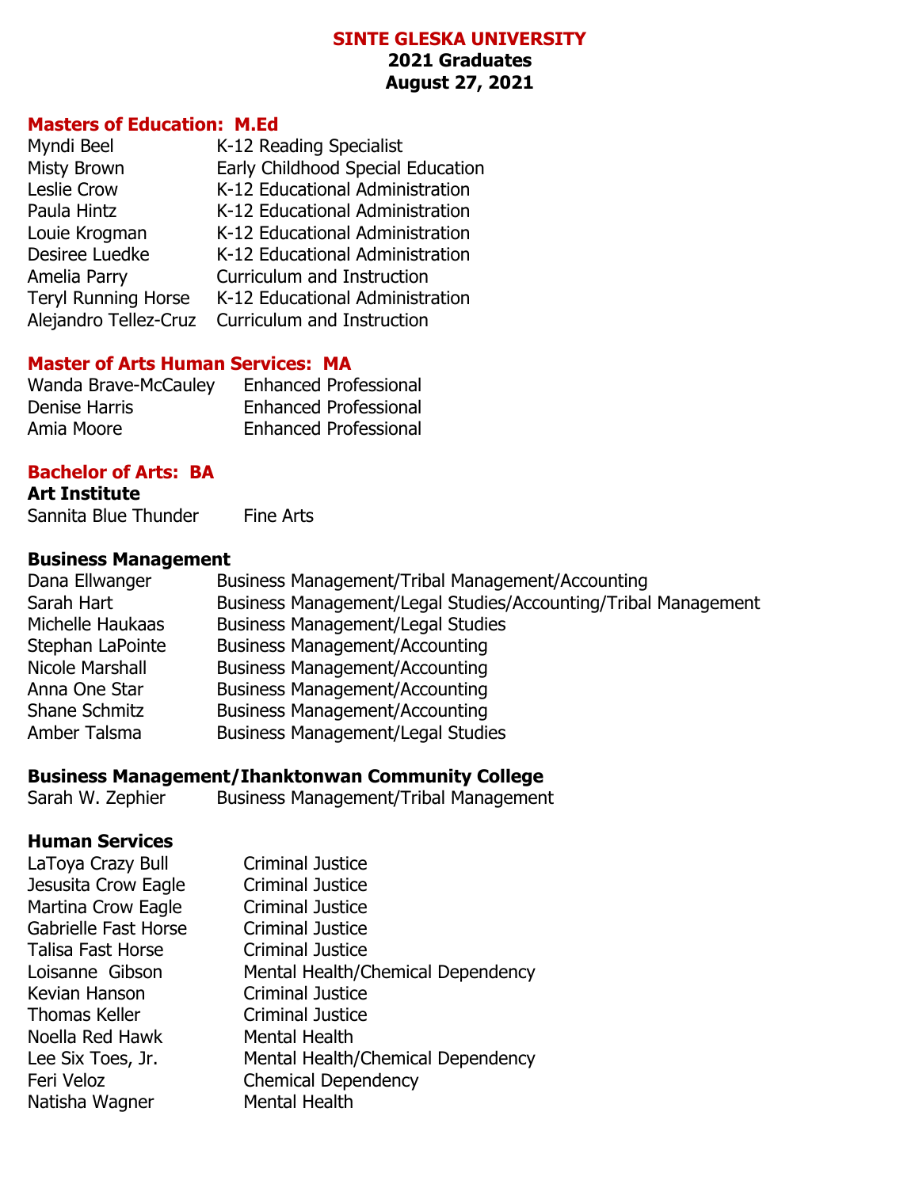# SINTE GLESKA UNIVERSITY

**2021 Graduates**

**August 27, 2021**

## Masters of Education: M.Ed

| | |
|---|---|
| Myndi Beel | K-12 Reading Specialist |
| Misty Brown | Early Childhood Special Education |
| Leslie Crow | K-12 Educational Administration |
| Paula Hintz | K-12 Educational Administration |
| Louie Krogman | K-12 Educational Administration |
| Desiree Luedke | K-12 Educational Administration |
| Amelia Parry | Curriculum and Instruction |
| Teryl Running Horse | K-12 Educational Administration |
| Alejandro Tellez-Cruz | Curriculum and Instruction |

## Master of Arts Human Services: MA

| | |
|---|---|
| Wanda Brave-McCauley | Enhanced Professional |
| Denise Harris | Enhanced Professional |
| Amia Moore | Enhanced Professional |

## Bachelor of Arts: BA

### Art Institute

| | |
|---|---|
| Sannita Blue Thunder | Fine Arts |

### Business Management

| | |
|---|---|
| Dana Ellwanger | Business Management/Tribal Management/Accounting |
| Sarah Hart | Business Management/Legal Studies/Accounting/Tribal Management |
| Michelle Haukaas | Business Management/Legal Studies |
| Stephan LaPointe | Business Management/Accounting |
| Nicole Marshall | Business Management/Accounting |
| Anna One Star | Business Management/Accounting |
| Shane Schmitz | Business Management/Accounting |
| Amber Talsma | Business Management/Legal Studies |

### Business Management/Ihanktonwan Community College

| | |
|---|---|
| Sarah W. Zephier | Business Management/Tribal Management |

### Human Services

| | |
|---|---|
| LaToya Crazy Bull | Criminal Justice |
| Jesusita Crow Eagle | Criminal Justice |
| Martina Crow Eagle | Criminal Justice |
| Gabrielle Fast Horse | Criminal Justice |
| Talisa Fast Horse | Criminal Justice |
| Loisanne Gibson | Mental Health/Chemical Dependency |
| Kevian Hanson | Criminal Justice |
| Thomas Keller | Criminal Justice |
| Noella Red Hawk | Mental Health |
| Lee Six Toes, Jr. | Mental Health/Chemical Dependency |
| Feri Veloz | Chemical Dependency |
| Natisha Wagner | Mental Health |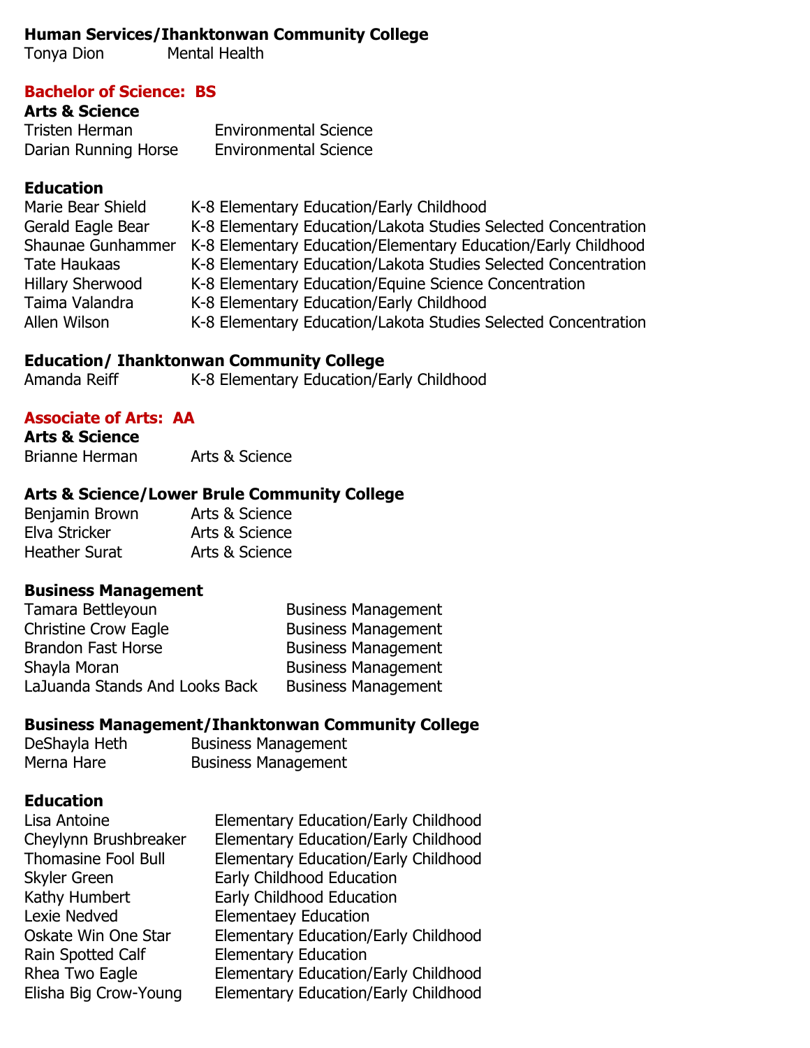**Human Services/Ihanktonwan Community College**

| | |
|---|---|
| Tonya Dion | Mental Health |

## Bachelor of Science: BS

**Arts & Science**

| | |
|---|---|
| Tristen Herman | Environmental Science |
| Darian Running Horse | Environmental Science |

**Education**

| | |
|---|---|
| Marie Bear Shield | K-8 Elementary Education/Early Childhood |
| Gerald Eagle Bear | K-8 Elementary Education/Lakota Studies Selected Concentration |
| Shaunae Gunhammer | K-8 Elementary Education/Elementary Education/Early Childhood |
| Tate Haukaas | K-8 Elementary Education/Lakota Studies Selected Concentration |
| Hillary Sherwood | K-8 Elementary Education/Equine Science Concentration |
| Taima Valandra | K-8 Elementary Education/Early Childhood |
| Allen Wilson | K-8 Elementary Education/Lakota Studies Selected Concentration |

**Education/ Ihanktonwan Community College**

| | |
|---|---|
| Amanda Reiff | K-8 Elementary Education/Early Childhood |

## Associate of Arts: AA

**Arts & Science**

| | |
|---|---|
| Brianne Herman | Arts & Science |

**Arts & Science/Lower Brule Community College**

| | |
|---|---|
| Benjamin Brown | Arts & Science |
| Elva Stricker | Arts & Science |
| Heather Surat | Arts & Science |

**Business Management**

| | |
|---|---|
| Tamara Bettleyoun | Business Management |
| Christine Crow Eagle | Business Management |
| Brandon Fast Horse | Business Management |
| Shayla Moran | Business Management |
| LaJuanda Stands And Looks Back | Business Management |

**Business Management/Ihanktonwan Community College**

| | |
|---|---|
| DeShayla Heth | Business Management |
| Merna Hare | Business Management |

**Education**

| | |
|---|---|
| Lisa Antoine | Elementary Education/Early Childhood |
| Cheylynn Brushbreaker | Elementary Education/Early Childhood |
| Thomasine Fool Bull | Elementary Education/Early Childhood |
| Skyler Green | Early Childhood Education |
| Kathy Humbert | Early Childhood Education |
| Lexie Nedved | Elementaey Education |
| Oskate Win One Star | Elementary Education/Early Childhood |
| Rain Spotted Calf | Elementary Education |
| Rhea Two Eagle | Elementary Education/Early Childhood |
| Elisha Big Crow-Young | Elementary Education/Early Childhood |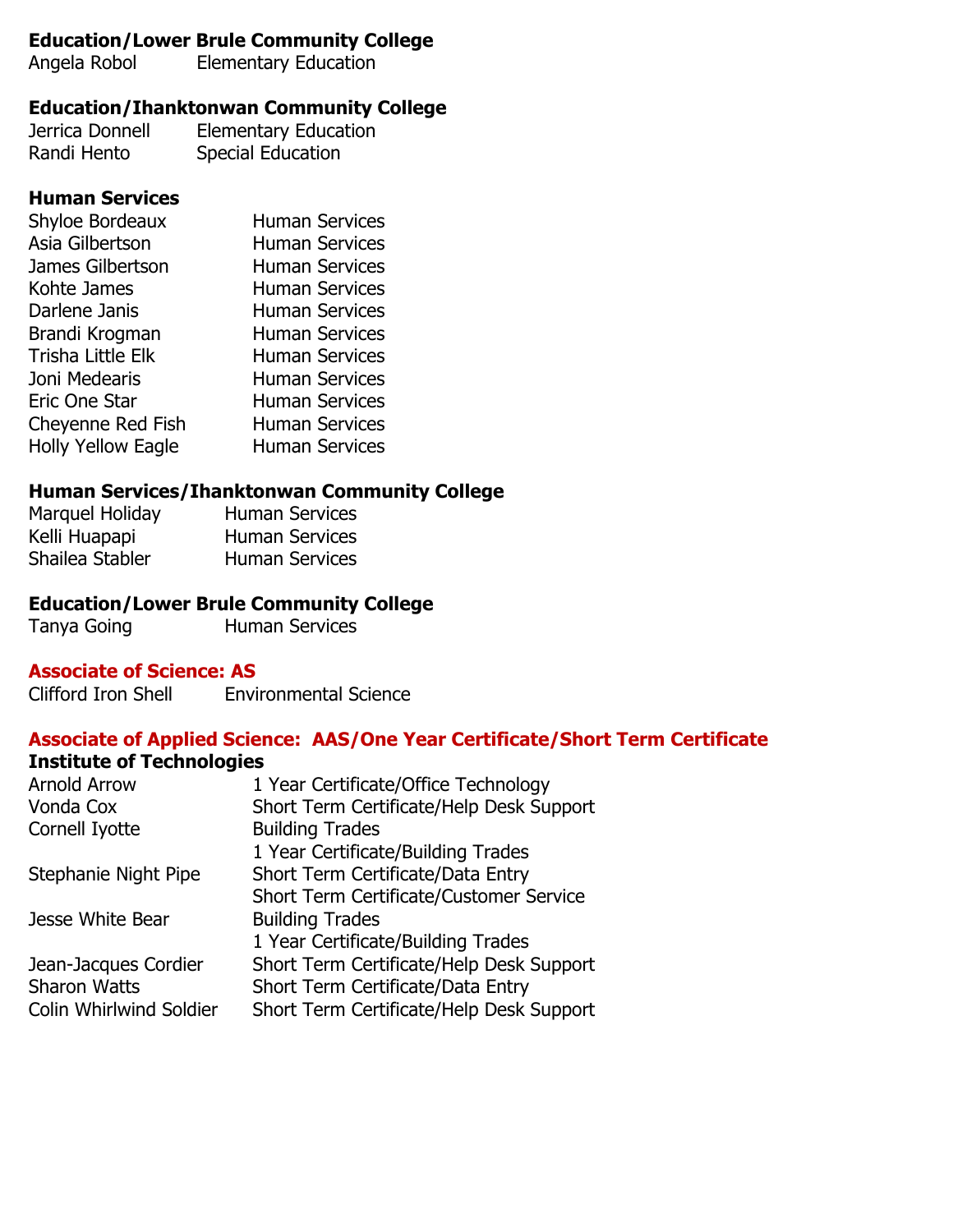**Education/Lower Brule Community College**

| | |
|---|---|
| Angela Robol | Elementary Education |

**Education/Ihanktonwan Community College**

| | |
|---|---|
| Jerrica Donnell | Elementary Education |
| Randi Hento | Special Education |

**Human Services**

| | |
|---|---|
| Shyloe Bordeaux | Human Services |
| Asia Gilbertson | Human Services |
| James Gilbertson | Human Services |
| Kohte James | Human Services |
| Darlene Janis | Human Services |
| Brandi Krogman | Human Services |
| Trisha Little Elk | Human Services |
| Joni Medearis | Human Services |
| Eric One Star | Human Services |
| Cheyenne Red Fish | Human Services |
| Holly Yellow Eagle | Human Services |

**Human Services/Ihanktonwan Community College**

| | |
|---|---|
| Marquel Holiday | Human Services |
| Kelli Huapapi | Human Services |
| Shailea Stabler | Human Services |

**Education/Lower Brule Community College**

| | |
|---|---|
| Tanya Going | Human Services |

## Associate of Science: AS

| | |
|---|---|
| Clifford Iron Shell | Environmental Science |

## Associate of Applied Science: AAS/One Year Certificate/Short Term Certificate

**Institute of Technologies**

| | |
|---|---|
| Arnold Arrow | 1 Year Certificate/Office Technology |
| Vonda Cox | Short Term Certificate/Help Desk Support |
| Cornell Iyotte | Building Trades |
| | 1 Year Certificate/Building Trades |
| Stephanie Night Pipe | Short Term Certificate/Data Entry |
| | Short Term Certificate/Customer Service |
| Jesse White Bear | Building Trades |
| | 1 Year Certificate/Building Trades |
| Jean-Jacques Cordier | Short Term Certificate/Help Desk Support |
| Sharon Watts | Short Term Certificate/Data Entry |
| Colin Whirlwind Soldier | Short Term Certificate/Help Desk Support |